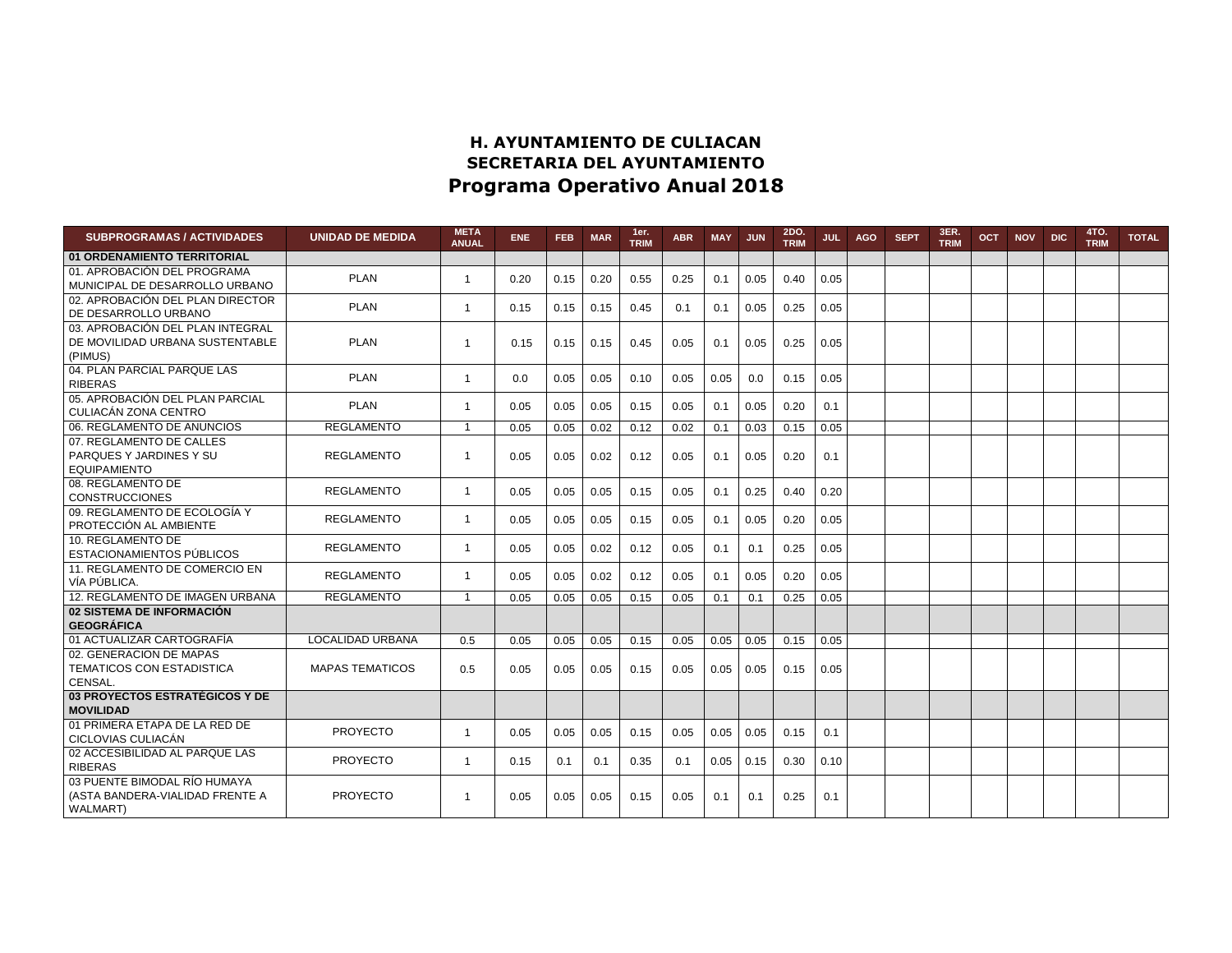**H. AYUNTAMIENTO DE CULIACAN**

**SECRETARIA DEL AYUNTAMIENTO**

# Programa Operativo Anual 2018

| SUBPROGRAMAS / ACTIVIDADES | UNIDAD DE MEDIDA | META ANUAL | ENE | FEB | MAR | 1er. TRIM | ABR | MAY | JUN | 2DO. TRIM | JUL | AGO | SEPT | 3ER. TRIM | OCT | NOV | DIC | 4TO. TRIM | TOTAL |
|---|---|---|---|---|---|---|---|---|---|---|---|---|---|---|---|---|---|---|---|
| **01 ORDENAMIENTO TERRITORIAL** | | | | | | | | | | | | | | | | | | | |
| 01. APROBACIÓN DEL PROGRAMA MUNICIPAL DE DESARROLLO URBANO | PLAN | 1 | 0.20 | 0.15 | 0.20 | 0.55 | 0.25 | 0.1 | 0.05 | 0.40 | 0.05 | | | | | | | | |
| 02. APROBACIÓN DEL PLAN DIRECTOR DE DESARROLLO URBANO | PLAN | 1 | 0.15 | 0.15 | 0.15 | 0.45 | 0.1 | 0.1 | 0.05 | 0.25 | 0.05 | | | | | | | | |
| 03. APROBACIÓN DEL PLAN INTEGRAL DE MOVILIDAD URBANA SUSTENTABLE (PIMUS) | PLAN | 1 | 0.15 | 0.15 | 0.15 | 0.45 | 0.05 | 0.1 | 0.05 | 0.25 | 0.05 | | | | | | | | |
| 04. PLAN PARCIAL PARQUE LAS RIBERAS | PLAN | 1 | 0.0 | 0.05 | 0.05 | 0.10 | 0.05 | 0.05 | 0.0 | 0.15 | 0.05 | | | | | | | | |
| 05. APROBACIÓN DEL PLAN PARCIAL CULIACÁN ZONA CENTRO | PLAN | 1 | 0.05 | 0.05 | 0.05 | 0.15 | 0.05 | 0.1 | 0.05 | 0.20 | 0.1 | | | | | | | | |
| 06. REGLAMENTO DE ANUNCIOS | REGLAMENTO | 1 | 0.05 | 0.05 | 0.02 | 0.12 | 0.02 | 0.1 | 0.03 | 0.15 | 0.05 | | | | | | | | |
| 07. REGLAMENTO DE CALLES PARQUES Y JARDINES Y SU EQUIPAMIENTO | REGLAMENTO | 1 | 0.05 | 0.05 | 0.02 | 0.12 | 0.05 | 0.1 | 0.05 | 0.20 | 0.1 | | | | | | | | |
| 08. REGLAMENTO DE CONSTRUCCIONES | REGLAMENTO | 1 | 0.05 | 0.05 | 0.05 | 0.15 | 0.05 | 0.1 | 0.25 | 0.40 | 0.20 | | | | | | | | |
| 09. REGLAMENTO DE ECOLOGÍA Y PROTECCIÓN AL AMBIENTE | REGLAMENTO | 1 | 0.05 | 0.05 | 0.05 | 0.15 | 0.05 | 0.1 | 0.05 | 0.20 | 0.05 | | | | | | | | |
| 10. REGLAMENTO DE ESTACIONAMIENTOS PÚBLICOS | REGLAMENTO | 1 | 0.05 | 0.05 | 0.02 | 0.12 | 0.05 | 0.1 | 0.1 | 0.25 | 0.05 | | | | | | | | |
| 11. REGLAMENTO DE COMERCIO EN VÍA PÚBLICA. | REGLAMENTO | 1 | 0.05 | 0.05 | 0.02 | 0.12 | 0.05 | 0.1 | 0.05 | 0.20 | 0.05 | | | | | | | | |
| 12. REGLAMENTO DE IMAGEN URBANA | REGLAMENTO | 1 | 0.05 | 0.05 | 0.05 | 0.15 | 0.05 | 0.1 | 0.1 | 0.25 | 0.05 | | | | | | | | |
| **02 SISTEMA DE INFORMACIÓN GEOGRÁFICA** | | | | | | | | | | | | | | | | | | | |
| 01 ACTUALIZAR CARTOGRAFÍA | LOCALIDAD URBANA | 0.5 | 0.05 | 0.05 | 0.05 | 0.15 | 0.05 | 0.05 | 0.05 | 0.15 | 0.05 | | | | | | | | |
| 02. GENERACION DE MAPAS TEMATICOS CON ESTADISTICA CENSAL. | MAPAS TEMATICOS | 0.5 | 0.05 | 0.05 | 0.05 | 0.15 | 0.05 | 0.05 | 0.05 | 0.15 | 0.05 | | | | | | | | |
| **03 PROYECTOS ESTRATÉGICOS Y DE MOVILIDAD** | | | | | | | | | | | | | | | | | | | |
| 01 PRIMERA ETAPA DE LA RED DE CICLOVIAS CULIACÁN | PROYECTO | 1 | 0.05 | 0.05 | 0.05 | 0.15 | 0.05 | 0.05 | 0.05 | 0.15 | 0.1 | | | | | | | | |
| 02 ACCESIBILIDAD AL PARQUE LAS RIBERAS | PROYECTO | 1 | 0.15 | 0.1 | 0.1 | 0.35 | 0.1 | 0.05 | 0.15 | 0.30 | 0.10 | | | | | | | | |
| 03 PUENTE BIMODAL RÍO HUMAYA (ASTA BANDERA-VIALIDAD FRENTE A WALMART) | PROYECTO | 1 | 0.05 | 0.05 | 0.05 | 0.15 | 0.05 | 0.1 | 0.1 | 0.25 | 0.1 | | | | | | | | |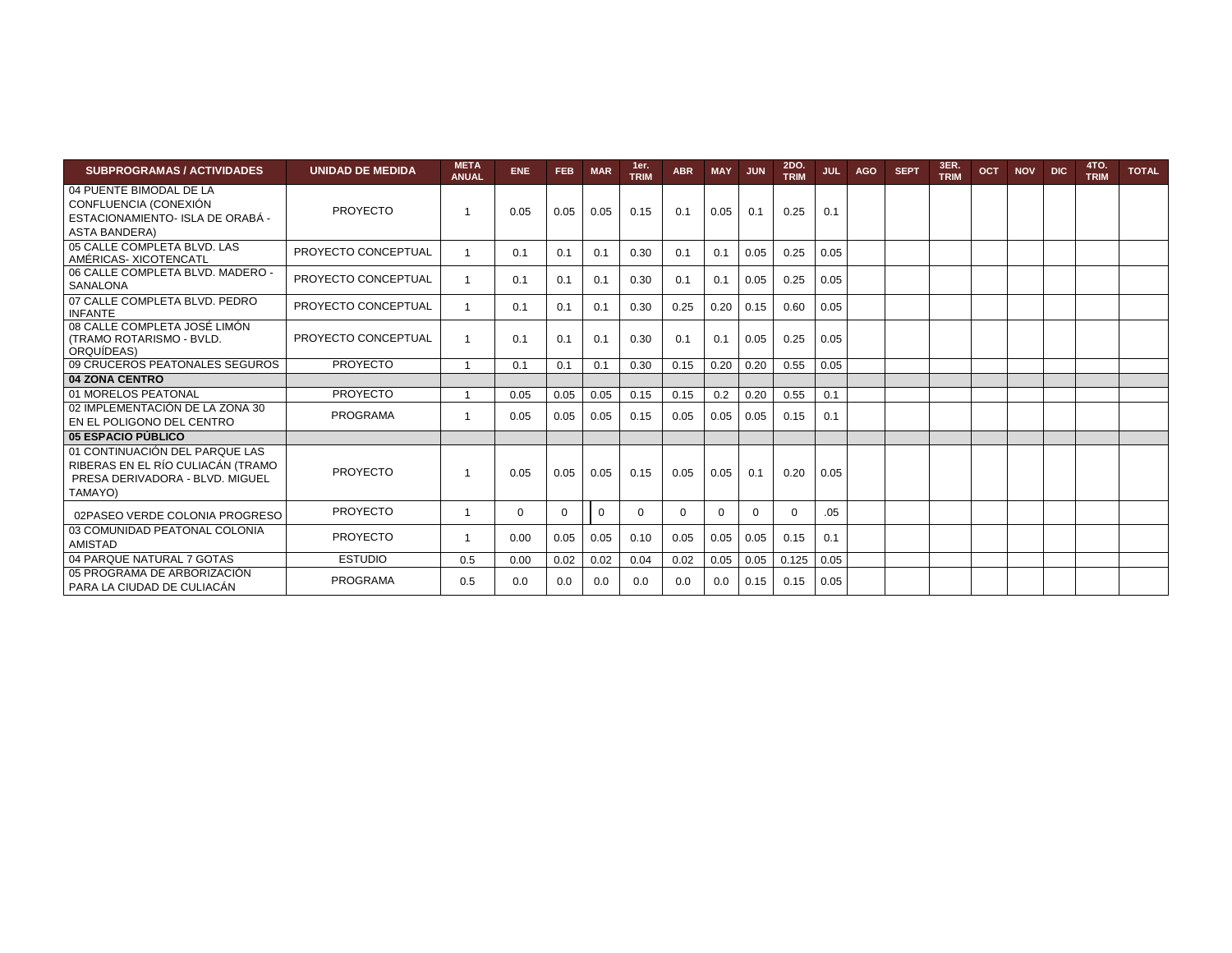| SUBPROGRAMAS / ACTIVIDADES | UNIDAD DE MEDIDA | META ANUAL | ENE | FEB | MAR | 1er. TRIM | ABR | MAY | JUN | 2DO. TRIM | JUL | AGO | SEPT | 3ER. TRIM | OCT | NOV | DIC | 4TO. TRIM | TOTAL |
|---|---|---|---|---|---|---|---|---|---|---|---|---|---|---|---|---|---|---|---|
| 04 PUENTE BIMODAL DE LA CONFLUENCIA (CONEXIÓN ESTACIONAMIENTO- ISLA DE ORABÁ - ASTA BANDERA) | PROYECTO | 1 | 0.05 | 0.05 | 0.05 | 0.15 | 0.1 | 0.05 | 0.1 | 0.25 | 0.1 | | | | | | | | |
| 05 CALLE COMPLETA BLVD. LAS AMÉRICAS- XICOTENCATL | PROYECTO CONCEPTUAL | 1 | 0.1 | 0.1 | 0.1 | 0.30 | 0.1 | 0.1 | 0.05 | 0.25 | 0.05 | | | | | | | | |
| 06 CALLE COMPLETA BLVD. MADERO - SANALONA | PROYECTO CONCEPTUAL | 1 | 0.1 | 0.1 | 0.1 | 0.30 | 0.1 | 0.1 | 0.05 | 0.25 | 0.05 | | | | | | | | |
| 07 CALLE COMPLETA BLVD. PEDRO INFANTE | PROYECTO CONCEPTUAL | 1 | 0.1 | 0.1 | 0.1 | 0.30 | 0.25 | 0.20 | 0.15 | 0.60 | 0.05 | | | | | | | | |
| 08 CALLE COMPLETA JOSÉ LIMÓN (TRAMO ROTARISMO - BVLD. ORQUÍDEAS) | PROYECTO CONCEPTUAL | 1 | 0.1 | 0.1 | 0.1 | 0.30 | 0.1 | 0.1 | 0.05 | 0.25 | 0.05 | | | | | | | | |
| 09 CRUCEROS PEATONALES SEGUROS | PROYECTO | 1 | 0.1 | 0.1 | 0.1 | 0.30 | 0.15 | 0.20 | 0.20 | 0.55 | 0.05 | | | | | | | | |
| **04 ZONA CENTRO** | | | | | | | | | | | | | | | | | | | |
| 01 MORELOS PEATONAL | PROYECTO | 1 | 0.05 | 0.05 | 0.05 | 0.15 | 0.15 | 0.2 | 0.20 | 0.55 | 0.1 | | | | | | | | |
| 02 IMPLEMENTACIÓN DE LA ZONA 30 EN EL POLIGONO DEL CENTRO | PROGRAMA | 1 | 0.05 | 0.05 | 0.05 | 0.15 | 0.05 | 0.05 | 0.05 | 0.15 | 0.1 | | | | | | | | |
| **05 ESPACIO PÚBLICO** | | | | | | | | | | | | | | | | | | | |
| 01 CONTINUACIÓN DEL PARQUE LAS RIBERAS EN EL RÍO CULIACÁN (TRAMO PRESA DERIVADORA - BLVD. MIGUEL TAMAYO) | PROYECTO | 1 | 0.05 | 0.05 | 0.05 | 0.15 | 0.05 | 0.05 | 0.1 | 0.20 | 0.05 | | | | | | | | |
| 02PASEO VERDE COLONIA PROGRESO | PROYECTO | 1 | 0 | 0 | 0 | 0 | 0 | 0 | 0 | 0 | .05 | | | | | | | | |
| 03 COMUNIDAD PEATONAL COLONIA AMISTAD | PROYECTO | 1 | 0.00 | 0.05 | 0.05 | 0.10 | 0.05 | 0.05 | 0.05 | 0.15 | 0.1 | | | | | | | | |
| 04 PARQUE NATURAL 7 GOTAS | ESTUDIO | 0.5 | 0.00 | 0.02 | 0.02 | 0.04 | 0.02 | 0.05 | 0.05 | 0.125 | 0.05 | | | | | | | | |
| 05 PROGRAMA DE ARBORIZACIÓN PARA LA CIUDAD DE CULIACÁN | PROGRAMA | 0.5 | 0.0 | 0.0 | 0.0 | 0.0 | 0.0 | 0.0 | 0.15 | 0.15 | 0.05 | | | | | | | | |